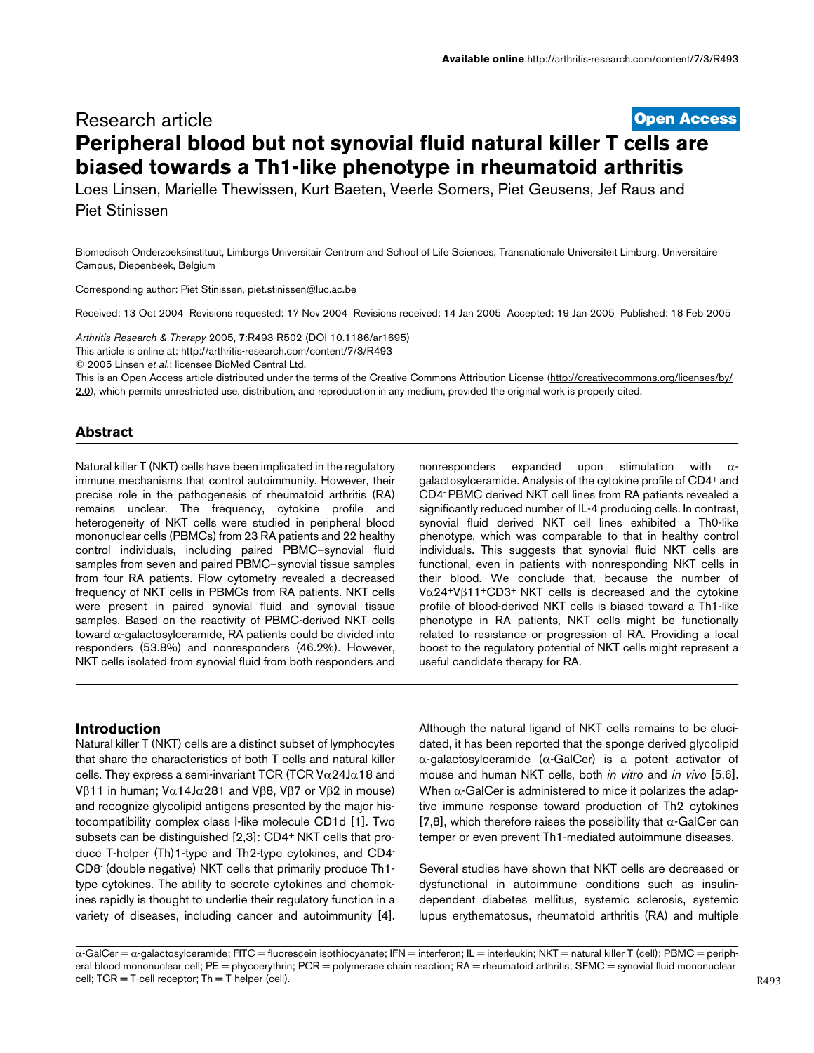Research article

**Open Access**

# Peripheral blood but not synovial fluid natural killer T cells are biased towards a Th1-like phenotype in rheumatoid arthritis

Loes Linsen, Marielle Thewissen, Kurt Baeten, Veerle Somers, Piet Geusens, Jef Raus and Piet Stinissen

Biomedisch Onderzoeksinstituut, Limburgs Universitair Centrum and School of Life Sciences, Transnationale Universiteit Limburg, Universitaire Campus, Diepenbeek, Belgium

Corresponding author: Piet Stinissen, piet.stinissen@luc.ac.be

Received: 13 Oct 2004 Revisions requested: 17 Nov 2004 Revisions received: 14 Jan 2005 Accepted: 19 Jan 2005 Published: 18 Feb 2005

*Arthritis Research & Therapy* 2005, **7**:R493-R502 (DOI 10.1186/ar1695)

This article is online at: http://arthritis-research.com/content/7/3/R493

© 2005 Linsen *et al*.; licensee BioMed Central Ltd.

This is an Open Access article distributed under the terms of the Creative Commons Attribution License (http://creativecommons.org/licenses/by/2.0), which permits unrestricted use, distribution, and reproduction in any medium, provided the original work is properly cited.

## Abstract

Natural killer T (NKT) cells have been implicated in the regulatory immune mechanisms that control autoimmunity. However, their precise role in the pathogenesis of rheumatoid arthritis (RA) remains unclear. The frequency, cytokine profile and heterogeneity of NKT cells were studied in peripheral blood mononuclear cells (PBMCs) from 23 RA patients and 22 healthy control individuals, including paired PBMC–synovial fluid samples from seven and paired PBMC–synovial tissue samples from four RA patients. Flow cytometry revealed a decreased frequency of NKT cells in PBMCs from RA patients. NKT cells were present in paired synovial fluid and synovial tissue samples. Based on the reactivity of PBMC-derived NKT cells toward α-galactosylceramide, RA patients could be divided into responders (53.8%) and nonresponders (46.2%). However, NKT cells isolated from synovial fluid from both responders and nonresponders expanded upon stimulation with α-galactosylceramide. Analysis of the cytokine profile of CD4+ and CD4- PBMC derived NKT cell lines from RA patients revealed a significantly reduced number of IL-4 producing cells. In contrast, synovial fluid derived NKT cell lines exhibited a Th0-like phenotype, which was comparable to that in healthy control individuals. This suggests that synovial fluid NKT cells are functional, even in patients with nonresponding NKT cells in their blood. We conclude that, because the number of Vα24+Vβ11+CD3+ NKT cells is decreased and the cytokine profile of blood-derived NKT cells is biased toward a Th1-like phenotype in RA patients, NKT cells might be functionally related to resistance or progression of RA. Providing a local boost to the regulatory potential of NKT cells might represent a useful candidate therapy for RA.

## Introduction

Natural killer T (NKT) cells are a distinct subset of lymphocytes that share the characteristics of both T cells and natural killer cells. They express a semi-invariant TCR (TCR Vα24Jα18 and Vβ11 in human; Vα14Jα281 and Vβ8, Vβ7 or Vβ2 in mouse) and recognize glycolipid antigens presented by the major histocompatibility complex class I-like molecule CD1d [1]. Two subsets can be distinguished [2,3]: CD4+ NKT cells that produce T-helper (Th)1-type and Th2-type cytokines, and CD4- CD8- (double negative) NKT cells that primarily produce Th1-type cytokines. The ability to secrete cytokines and chemokines rapidly is thought to underlie their regulatory function in a variety of diseases, including cancer and autoimmunity [4].

Although the natural ligand of NKT cells remains to be elucidated, it has been reported that the sponge derived glycolipid α-galactosylceramide (α-GalCer) is a potent activator of mouse and human NKT cells, both *in vitro* and *in vivo* [5,6]. When α-GalCer is administered to mice it polarizes the adaptive immune response toward production of Th2 cytokines [7,8], which therefore raises the possibility that α-GalCer can temper or even prevent Th1-mediated autoimmune diseases.

Several studies have shown that NKT cells are decreased or dysfunctional in autoimmune conditions such as insulin-dependent diabetes mellitus, systemic sclerosis, systemic lupus erythematosus, rheumatoid arthritis (RA) and multiple

α-GalCer = α-galactosylceramide; FITC = fluorescein isothiocyanate; IFN = interferon; IL = interleukin; NKT = natural killer T (cell); PBMC = peripheral blood mononuclear cell; PE = phycoerythrin; PCR = polymerase chain reaction; RA = rheumatoid arthritis; SFMC = synovial fluid mononuclear cell; TCR = T-cell receptor; Th = T-helper (cell).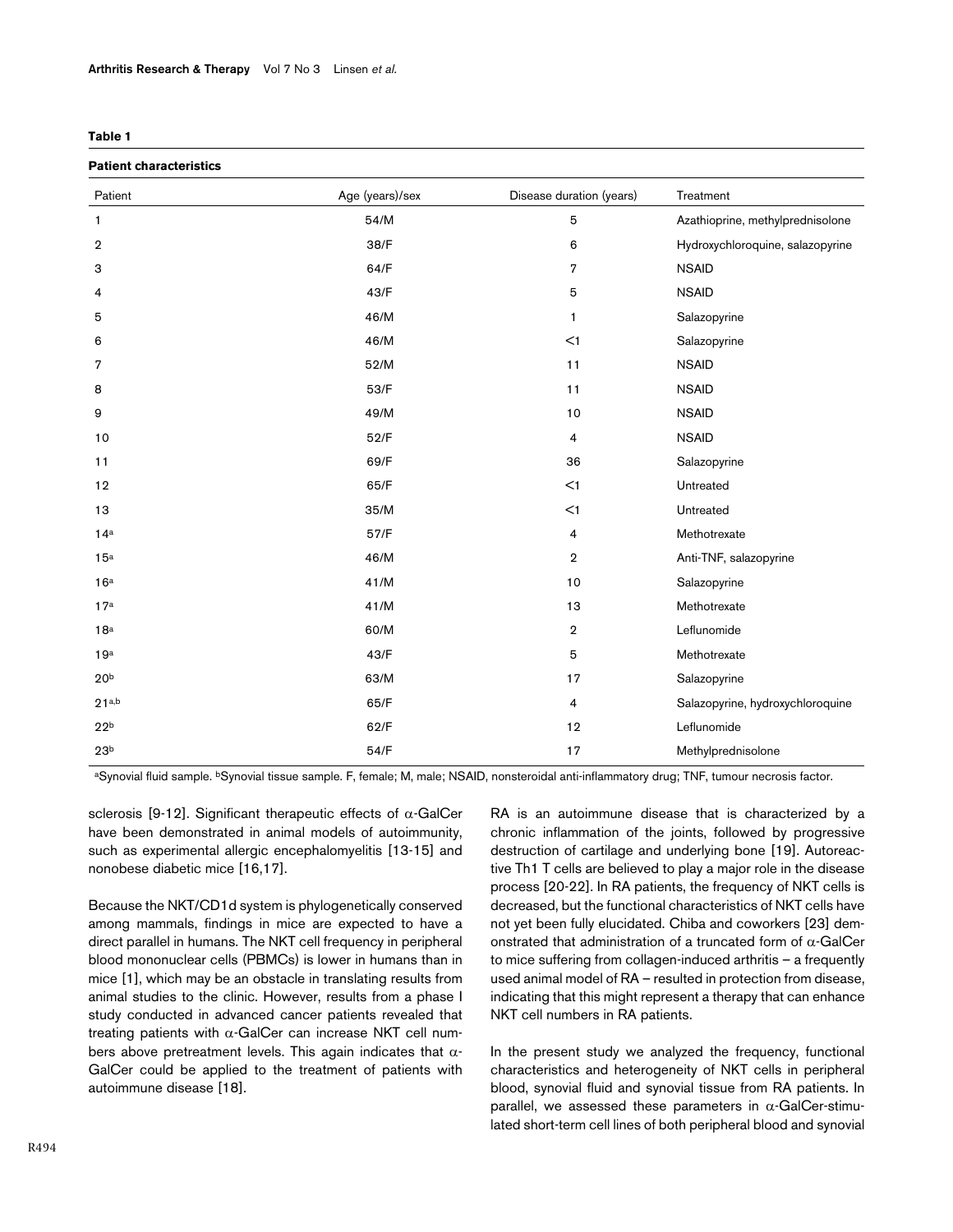**Table 1**

**Patient characteristics**

| Patient | Age (years)/sex | Disease duration (years) | Treatment |
|---|---|---|---|
| 1 | 54/M | 5 | Azathioprine, methylprednisolone |
| 2 | 38/F | 6 | Hydroxychloroquine, salazopyrine |
| 3 | 64/F | 7 | NSAID |
| 4 | 43/F | 5 | NSAID |
| 5 | 46/M | 1 | Salazopyrine |
| 6 | 46/M | <1 | Salazopyrine |
| 7 | 52/M | 11 | NSAID |
| 8 | 53/F | 11 | NSAID |
| 9 | 49/M | 10 | NSAID |
| 10 | 52/F | 4 | NSAID |
| 11 | 69/F | 36 | Salazopyrine |
| 12 | 65/F | <1 | Untreated |
| 13 | 35/M | <1 | Untreated |
| 14[a] | 57/F | 4 | Methotrexate |
| 15[a] | 46/M | 2 | Anti-TNF, salazopyrine |
| 16[a] | 41/M | 10 | Salazopyrine |
| 17[a] | 41/M | 13 | Methotrexate |
| 18[a] | 60/M | 2 | Leflunomide |
| 19[a] | 43/F | 5 | Methotrexate |
| 20[b] | 63/M | 17 | Salazopyrine |
| 21[a,b] | 65/F | 4 | Salazopyrine, hydroxychloroquine |
| 22[b] | 62/F | 12 | Leflunomide |
| 23[b] | 54/F | 17 | Methylprednisolone |

[a]Synovial fluid sample. [b]Synovial tissue sample. F, female; M, male; NSAID, nonsteroidal anti-inflammatory drug; TNF, tumour necrosis factor.

sclerosis [9-12]. Significant therapeutic effects of α-GalCer have been demonstrated in animal models of autoimmunity, such as experimental allergic encephalomyelitis [13-15] and nonobese diabetic mice [16,17].

Because the NKT/CD1d system is phylogenetically conserved among mammals, findings in mice are expected to have a direct parallel in humans. The NKT cell frequency in peripheral blood mononuclear cells (PBMCs) is lower in humans than in mice [1], which may be an obstacle in translating results from animal studies to the clinic. However, results from a phase I study conducted in advanced cancer patients revealed that treating patients with α-GalCer can increase NKT cell numbers above pretreatment levels. This again indicates that α-GalCer could be applied to the treatment of patients with autoimmune disease [18].

RA is an autoimmune disease that is characterized by a chronic inflammation of the joints, followed by progressive destruction of cartilage and underlying bone [19]. Autoreactive Th1 T cells are believed to play a major role in the disease process [20-22]. In RA patients, the frequency of NKT cells is decreased, but the functional characteristics of NKT cells have not yet been fully elucidated. Chiba and coworkers [23] demonstrated that administration of a truncated form of α-GalCer to mice suffering from collagen-induced arthritis – a frequently used animal model of RA – resulted in protection from disease, indicating that this might represent a therapy that can enhance NKT cell numbers in RA patients.

In the present study we analyzed the frequency, functional characteristics and heterogeneity of NKT cells in peripheral blood, synovial fluid and synovial tissue from RA patients. In parallel, we assessed these parameters in α-GalCer-stimulated short-term cell lines of both peripheral blood and synovial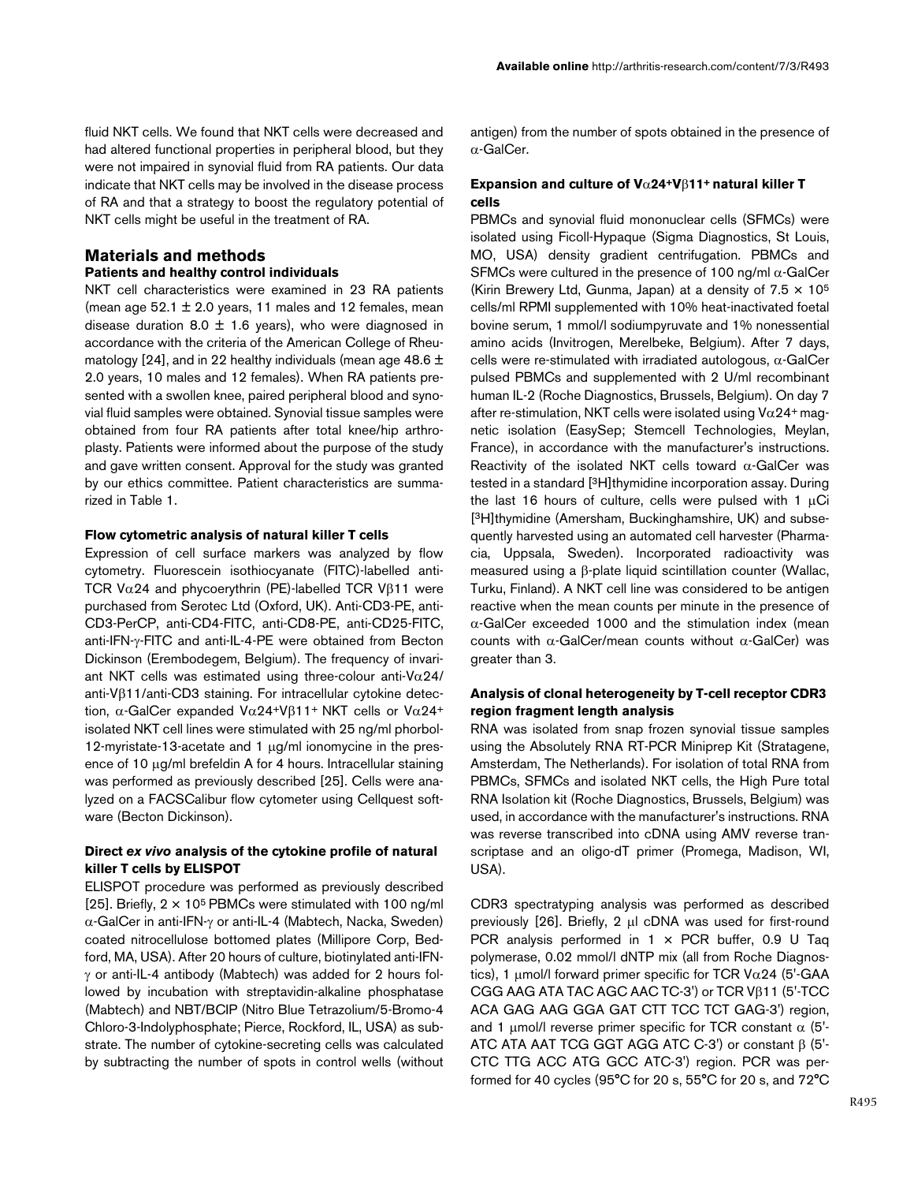fluid NKT cells. We found that NKT cells were decreased and had altered functional properties in peripheral blood, but they were not impaired in synovial fluid from RA patients. Our data indicate that NKT cells may be involved in the disease process of RA and that a strategy to boost the regulatory potential of NKT cells might be useful in the treatment of RA.

## Materials and methods

### Patients and healthy control individuals

NKT cell characteristics were examined in 23 RA patients (mean age 52.1 ± 2.0 years, 11 males and 12 females, mean disease duration 8.0 ± 1.6 years), who were diagnosed in accordance with the criteria of the American College of Rheumatology [24], and in 22 healthy individuals (mean age 48.6 ± 2.0 years, 10 males and 12 females). When RA patients presented with a swollen knee, paired peripheral blood and synovial fluid samples were obtained. Synovial tissue samples were obtained from four RA patients after total knee/hip arthroplasty. Patients were informed about the purpose of the study and gave written consent. Approval for the study was granted by our ethics committee. Patient characteristics are summarized in Table 1.

### Flow cytometric analysis of natural killer T cells

Expression of cell surface markers was analyzed by flow cytometry. Fluorescein isothiocyanate (FITC)-labelled anti-TCR Vα24 and phycoerythrin (PE)-labelled TCR Vβ11 were purchased from Serotec Ltd (Oxford, UK). Anti-CD3-PE, anti-CD3-PerCP, anti-CD4-FITC, anti-CD8-PE, anti-CD25-FITC, anti-IFN-γ-FITC and anti-IL-4-PE were obtained from Becton Dickinson (Erembodegem, Belgium). The frequency of invariant NKT cells was estimated using three-colour anti-Vα24/anti-Vβ11/anti-CD3 staining. For intracellular cytokine detection, α-GalCer expanded Vα24+Vβ11+ NKT cells or Vα24+ isolated NKT cell lines were stimulated with 25 ng/ml phorbol-12-myristate-13-acetate and 1 μg/ml ionomycine in the presence of 10 μg/ml brefeldin A for 4 hours. Intracellular staining was performed as previously described [25]. Cells were analyzed on a FACSCalibur flow cytometer using Cellquest software (Becton Dickinson).

### Direct *ex vivo* analysis of the cytokine profile of natural killer T cells by ELISPOT

ELISPOT procedure was performed as previously described [25]. Briefly, $2 \times 10^5$ PBMCs were stimulated with 100 ng/ml α-GalCer in anti-IFN-γ or anti-IL-4 (Mabtech, Nacka, Sweden) coated nitrocellulose bottomed plates (Millipore Corp, Bedford, MA, USA). After 20 hours of culture, biotinylated anti-IFN-γ or anti-IL-4 antibody (Mabtech) was added for 2 hours followed by incubation with streptavidin-alkaline phosphatase (Mabtech) and NBT/BCIP (Nitro Blue Tetrazolium/5-Bromo-4 Chloro-3-Indolyphosphate; Pierce, Rockford, IL, USA) as substrate. The number of cytokine-secreting cells was calculated by subtracting the number of spots in control wells (without antigen) from the number of spots obtained in the presence of α-GalCer.

### Expansion and culture of Vα24+Vβ11+ natural killer T cells

PBMCs and synovial fluid mononuclear cells (SFMCs) were isolated using Ficoll-Hypaque (Sigma Diagnostics, St Louis, MO, USA) density gradient centrifugation. PBMCs and SFMCs were cultured in the presence of 100 ng/ml α-GalCer (Kirin Brewery Ltd, Gunma, Japan) at a density of $7.5 \times 10^5$ cells/ml RPMI supplemented with 10% heat-inactivated foetal bovine serum, 1 mmol/l sodiumpyruvate and 1% nonessential amino acids (Invitrogen, Merelbeke, Belgium). After 7 days, cells were re-stimulated with irradiated autologous, α-GalCer pulsed PBMCs and supplemented with 2 U/ml recombinant human IL-2 (Roche Diagnostics, Brussels, Belgium). On day 7 after re-stimulation, NKT cells were isolated using Vα24+ magnetic isolation (EasySep; Stemcell Technologies, Meylan, France), in accordance with the manufacturer's instructions. Reactivity of the isolated NKT cells toward α-GalCer was tested in a standard [$^3$H]thymidine incorporation assay. During the last 16 hours of culture, cells were pulsed with 1 μCi [$^3$H]thymidine (Amersham, Buckinghamshire, UK) and subsequently harvested using an automated cell harvester (Pharmacia, Uppsala, Sweden). Incorporated radioactivity was measured using a β-plate liquid scintillation counter (Wallac, Turku, Finland). A NKT cell line was considered to be antigen reactive when the mean counts per minute in the presence of α-GalCer exceeded 1000 and the stimulation index (mean counts with α-GalCer/mean counts without α-GalCer) was greater than 3.

### Analysis of clonal heterogeneity by T-cell receptor CDR3 region fragment length analysis

RNA was isolated from snap frozen synovial tissue samples using the Absolutely RNA RT-PCR Miniprep Kit (Stratagene, Amsterdam, The Netherlands). For isolation of total RNA from PBMCs, SFMCs and isolated NKT cells, the High Pure total RNA Isolation kit (Roche Diagnostics, Brussels, Belgium) was used, in accordance with the manufacturer's instructions. RNA was reverse transcribed into cDNA using AMV reverse transcriptase and an oligo-dT primer (Promega, Madison, WI, USA).

CDR3 spectratyping analysis was performed as described previously [26]. Briefly, 2 μl cDNA was used for first-round PCR analysis performed in 1 × PCR buffer, 0.9 U Taq polymerase, 0.02 mmol/l dNTP mix (all from Roche Diagnostics), 1 μmol/l forward primer specific for TCR Vα24 (5'-GAA CGG AAG ATA TAC AGC AAC TC-3') or TCR Vβ11 (5'-TCC ACA GAG AAG GGA GAT CTT TCC TCT GAG-3') region, and 1 μmol/l reverse primer specific for TCR constant α (5'-ATC ATA AAT TCG GGT AGG ATC C-3') or constant β (5'-CTC TTG ACC ATG GCC ATC-3') region. PCR was performed for 40 cycles (95°C for 20 s, 55°C for 20 s, and 72°C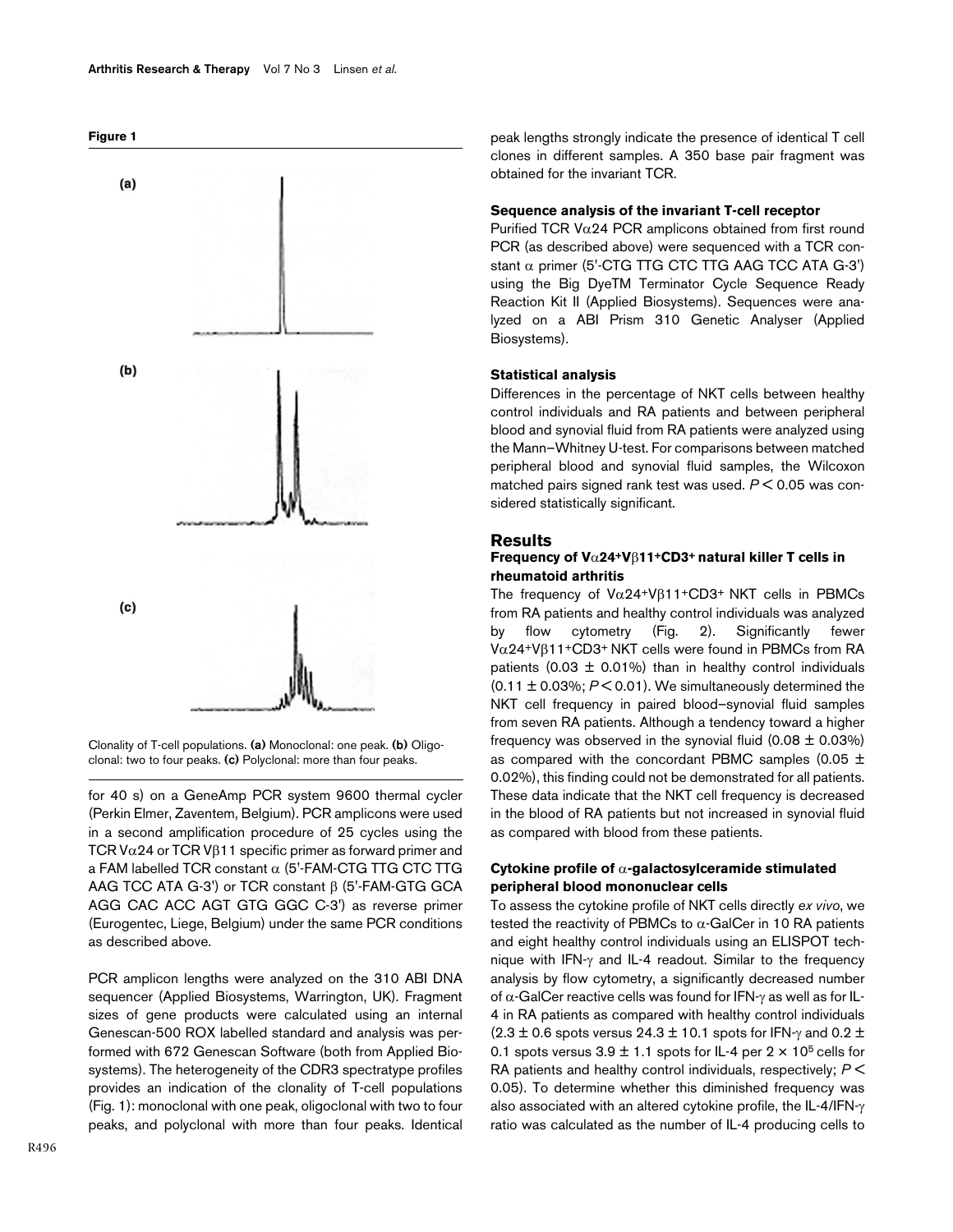**Figure 1**

Clonality of T-cell populations. **(a)** Monoclonal: one peak. **(b)** Oligoclonal: two to four peaks. **(c)** Polyclonal: more than four peaks.

for 40 s) on a GeneAmp PCR system 9600 thermal cycler (Perkin Elmer, Zaventem, Belgium). PCR amplicons were used in a second amplification procedure of 25 cycles using the TCR Vα24 or TCR Vβ11 specific primer as forward primer and a FAM labelled TCR constant α (5'-FAM-CTG TTG CTC TTG AAG TCC ATA G-3') or TCR constant β (5'-FAM-GTG GCA AGG CAC ACC AGT GTG GGC C-3') as reverse primer (Eurogentec, Liege, Belgium) under the same PCR conditions as described above.

PCR amplicon lengths were analyzed on the 310 ABI DNA sequencer (Applied Biosystems, Warrington, UK). Fragment sizes of gene products were calculated using an internal Genescan-500 ROX labelled standard and analysis was performed with 672 Genescan Software (both from Applied Biosystems). The heterogeneity of the CDR3 spectratype profiles provides an indication of the clonality of T-cell populations (Fig. 1): monoclonal with one peak, oligoclonal with two to four peaks, and polyclonal with more than four peaks. Identical peak lengths strongly indicate the presence of identical T cell clones in different samples. A 350 base pair fragment was obtained for the invariant TCR.

### Sequence analysis of the invariant T-cell receptor

Purified TCR Vα24 PCR amplicons obtained from first round PCR (as described above) were sequenced with a TCR constant α primer (5'-CTG TTG CTC TTG AAG TCC ATA G-3') using the Big DyeTM Terminator Cycle Sequence Ready Reaction Kit II (Applied Biosystems). Sequences were analyzed on a ABI Prism 310 Genetic Analyser (Applied Biosystems).

### Statistical analysis

Differences in the percentage of NKT cells between healthy control individuals and RA patients and between peripheral blood and synovial fluid from RA patients were analyzed using the Mann–Whitney U-test. For comparisons between matched peripheral blood and synovial fluid samples, the Wilcoxon matched pairs signed rank test was used. $P < 0.05$ was considered statistically significant.

## Results

### Frequency of $V\alpha24^+V\beta11^+CD3^+$ natural killer T cells in rheumatoid arthritis

The frequency of $V\alpha24^+V\beta11^+CD3^+$ NKT cells in PBMCs from RA patients and healthy control individuals was analyzed by flow cytometry (Fig. 2). Significantly fewer $V\alpha24^+V\beta11^+CD3^+$ NKT cells were found in PBMCs from RA patients (0.03 ± 0.01%) than in healthy control individuals (0.11 ± 0.03%; $P < 0.01$). We simultaneously determined the NKT cell frequency in paired blood–synovial fluid samples from seven RA patients. Although a tendency toward a higher frequency was observed in the synovial fluid (0.08 ± 0.03%) as compared with the concordant PBMC samples (0.05 ± 0.02%), this finding could not be demonstrated for all patients. These data indicate that the NKT cell frequency is decreased in the blood of RA patients but not increased in synovial fluid as compared with blood from these patients.

### Cytokine profile of α-galactosylceramide stimulated peripheral blood mononuclear cells

To assess the cytokine profile of NKT cells directly *ex vivo*, we tested the reactivity of PBMCs to α-GalCer in 10 RA patients and eight healthy control individuals using an ELISPOT technique with IFN-γ and IL-4 readout. Similar to the frequency analysis by flow cytometry, a significantly decreased number of α-GalCer reactive cells was found for IFN-γ as well as for IL-4 in RA patients as compared with healthy control individuals (2.3 ± 0.6 spots versus 24.3 ± 10.1 spots for IFN-γ and 0.2 ± 0.1 spots versus 3.9 ± 1.1 spots for IL-4 per $2 \times 10^5$ cells for RA patients and healthy control individuals, respectively; $P < 0.05$). To determine whether this diminished frequency was also associated with an altered cytokine profile, the IL-4/IFN-γ ratio was calculated as the number of IL-4 producing cells to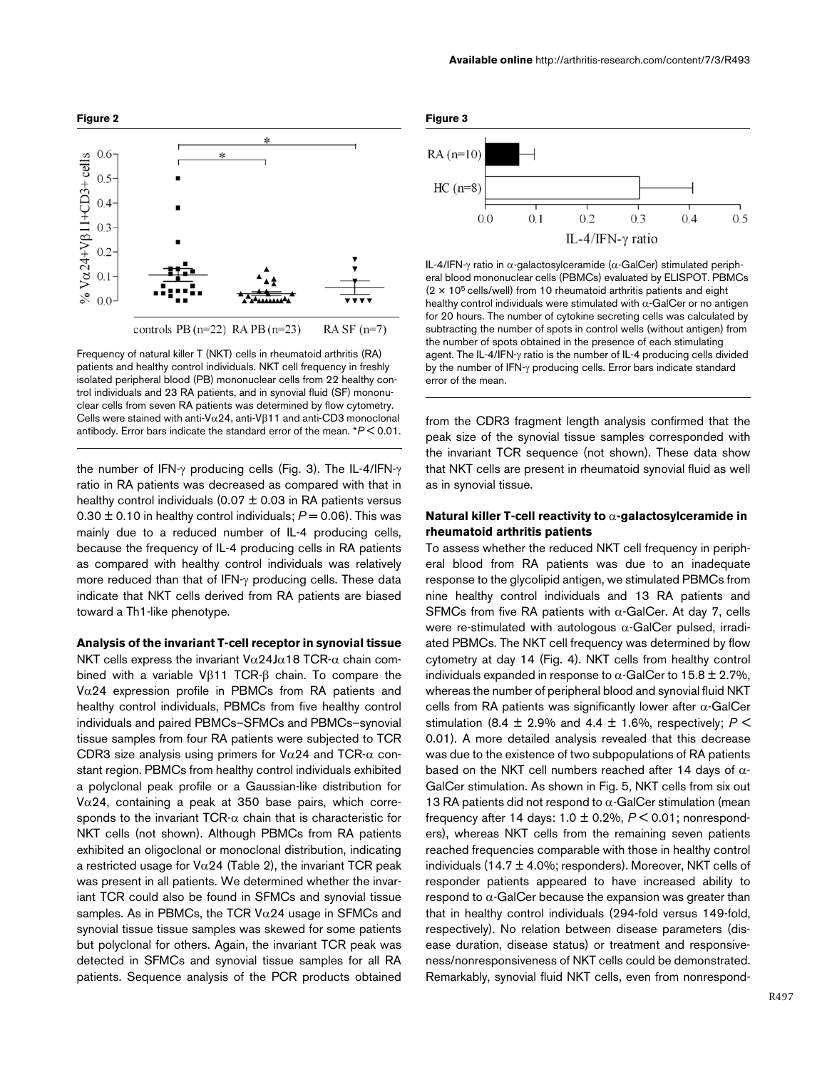**Figure 2**

Frequency of natural killer T (NKT) cells in rheumatoid arthritis (RA) patients and healthy control individuals. NKT cell frequency in freshly isolated peripheral blood (PB) mononuclear cells from 22 healthy control individuals and 23 RA patients, and in synovial fluid (SF) mononuclear cells from seven RA patients was determined by flow cytometry. Cells were stained with anti-Vα24, anti-Vβ11 and anti-CD3 monoclonal antibody. Error bars indicate the standard error of the mean. *$P < 0.01$.

**Figure 3**

IL-4/IFN-γ ratio in α-galactosylceramide (α-GalCer) stimulated peripheral blood mononuclear cells (PBMCs) evaluated by ELISPOT. PBMCs ($2 \times 10^5$ cells/well) from 10 rheumatoid arthritis patients and eight healthy control individuals were stimulated with α-GalCer or no antigen for 20 hours. The number of cytokine secreting cells was calculated by subtracting the number of spots in control wells (without antigen) from the number of spots obtained in the presence of each stimulating agent. The IL-4/IFN-γ ratio is the number of IL-4 producing cells divided by the number of IFN-γ producing cells. Error bars indicate standard error of the mean.

the number of IFN-γ producing cells (Fig. 3). The IL-4/IFN-γ ratio in RA patients was decreased as compared with that in healthy control individuals (0.07 ± 0.03 in RA patients versus 0.30 ± 0.10 in healthy control individuals; $P = 0.06$). This was mainly due to a reduced number of IL-4 producing cells, because the frequency of IL-4 producing cells in RA patients as compared with healthy control individuals was relatively more reduced than that of IFN-γ producing cells. These data indicate that NKT cells derived from RA patients are biased toward a Th1-like phenotype.

### Analysis of the invariant T-cell receptor in synovial tissue

NKT cells express the invariant Vα24Jα18 TCR-α chain combined with a variable Vβ11 TCR-β chain. To compare the Vα24 expression profile in PBMCs from RA patients and healthy control individuals, PBMCs from five healthy control individuals and paired PBMCs–SFMCs and PBMCs–synovial tissue samples from four RA patients were subjected to TCR CDR3 size analysis using primers for Vα24 and TCR-α constant region. PBMCs from healthy control individuals exhibited a polyclonal peak profile or a Gaussian-like distribution for Vα24, containing a peak at 350 base pairs, which corresponds to the invariant TCR-α chain that is characteristic for NKT cells (not shown). Although PBMCs from RA patients exhibited an oligoclonal or monoclonal distribution, indicating a restricted usage for Vα24 (Table 2), the invariant TCR peak was present in all patients. We determined whether the invariant TCR could also be found in SFMCs and synovial tissue samples. As in PBMCs, the TCR Vα24 usage in SFMCs and synovial tissue tissue samples was skewed for some patients but polyclonal for others. Again, the invariant TCR peak was detected in SFMCs and synovial tissue samples for all RA patients. Sequence analysis of the PCR products obtained from the CDR3 fragment length analysis confirmed that the peak size of the synovial tissue samples corresponded with the invariant TCR sequence (not shown). These data show that NKT cells are present in rheumatoid synovial fluid as well as in synovial tissue.

### Natural killer T-cell reactivity to α-galactosylceramide in rheumatoid arthritis patients

To assess whether the reduced NKT cell frequency in peripheral blood from RA patients was due to an inadequate response to the glycolipid antigen, we stimulated PBMCs from nine healthy control individuals and 13 RA patients and SFMCs from five RA patients with α-GalCer. At day 7, cells were re-stimulated with autologous α-GalCer pulsed, irradiated PBMCs. The NKT cell frequency was determined by flow cytometry at day 14 (Fig. 4). NKT cells from healthy control individuals expanded in response to α-GalCer to 15.8 ± 2.7%, whereas the number of peripheral blood and synovial fluid NKT cells from RA patients was significantly lower after α-GalCer stimulation (8.4 ± 2.9% and 4.4 ± 1.6%, respectively; $P < 0.01$). A more detailed analysis revealed that this decrease was due to the existence of two subpopulations of RA patients based on the NKT cell numbers reached after 14 days of α-GalCer stimulation. As shown in Fig. 5, NKT cells from six out 13 RA patients did not respond to α-GalCer stimulation (mean frequency after 14 days: 1.0 ± 0.2%, $P < 0.01$; nonresponders), whereas NKT cells from the remaining seven patients reached frequencies comparable with those in healthy control individuals (14.7 ± 4.0%; responders). Moreover, NKT cells of responder patients appeared to have increased ability to respond to α-GalCer because the expansion was greater than that in healthy control individuals (294-fold versus 149-fold, respectively). No relation between disease parameters (disease duration, disease status) or treatment and responsiveness/nonresponsiveness of NKT cells could be demonstrated. Remarkably, synovial fluid NKT cells, even from nonrespond-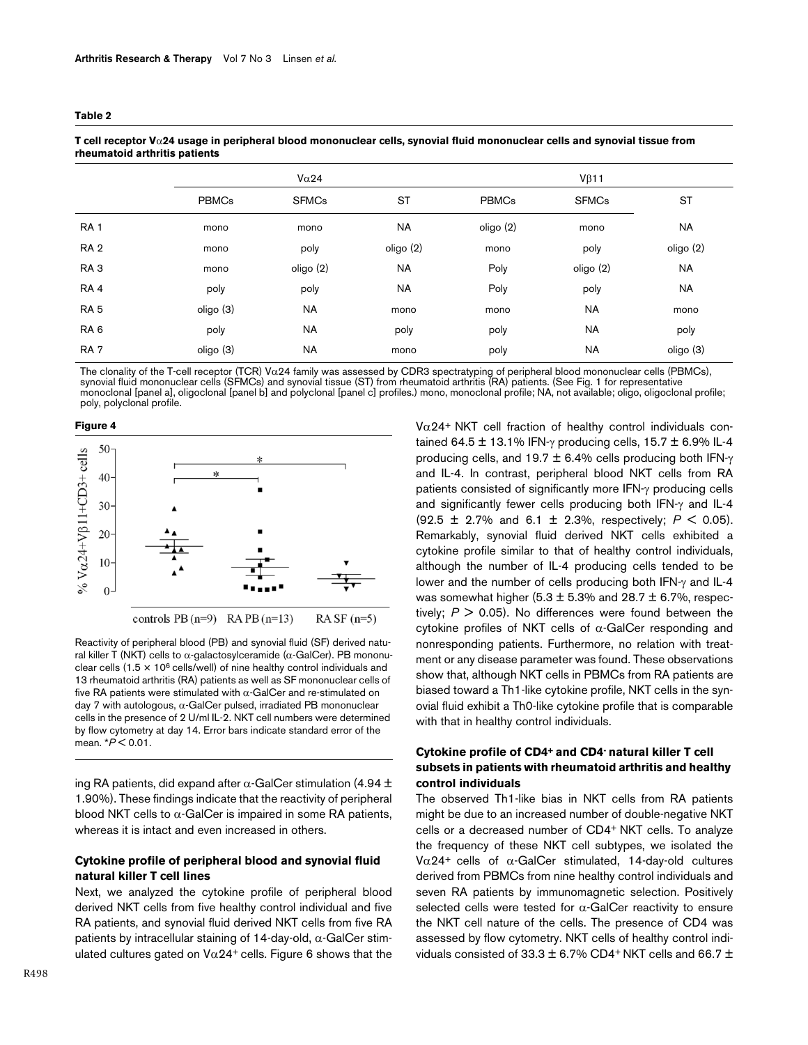**Table 2**

**T cell receptor Vα24 usage in peripheral blood mononuclear cells, synovial fluid mononuclear cells and synovial tissue from rheumatoid arthritis patients**

| | Vα24 | | | Vβ11 | | |
|---|---|---|---|---|---|---|
| | PBMCs | SFMCs | ST | PBMCs | SFMCs | ST |
| RA 1 | mono | mono | NA | oligo (2) | mono | NA |
| RA 2 | mono | poly | oligo (2) | mono | poly | oligo (2) |
| RA 3 | mono | oligo (2) | NA | Poly | oligo (2) | NA |
| RA 4 | poly | poly | NA | Poly | poly | NA |
| RA 5 | oligo (3) | NA | mono | mono | NA | mono |
| RA 6 | poly | NA | poly | poly | NA | poly |
| RA 7 | oligo (3) | NA | mono | poly | NA | oligo (3) |

The clonality of the T-cell receptor (TCR) Vα24 family was assessed by CDR3 spectratyping of peripheral blood mononuclear cells (PBMCs), synovial fluid mononuclear cells (SFMCs) and synovial tissue (ST) from rheumatoid arthritis (RA) patients. (See Fig. 1 for representative monoclonal [panel a], oligoclonal [panel b] and polyclonal [panel c] profiles.) mono, monoclonal profile; NA, not available; oligo, oligoclonal profile; poly, polyclonal profile.

**Figure 4**

Reactivity of peripheral blood (PB) and synovial fluid (SF) derived natural killer T (NKT) cells to α-galactosylceramide (α-GalCer). PB mononuclear cells ($1.5 \times 10^6$ cells/well) of nine healthy control individuals and 13 rheumatoid arthritis (RA) patients as well as SF mononuclear cells of five RA patients were stimulated with α-GalCer and re-stimulated on day 7 with autologous, α-GalCer pulsed, irradiated PB mononuclear cells in the presence of 2 U/ml IL-2. NKT cell numbers were determined by flow cytometry at day 14. Error bars indicate standard error of the mean. $^*P < 0.01$.

ing RA patients, did expand after α-GalCer stimulation (4.94 ± 1.90%). These findings indicate that the reactivity of peripheral blood NKT cells to α-GalCer is impaired in some RA patients, whereas it is intact and even increased in others.

### Cytokine profile of peripheral blood and synovial fluid natural killer T cell lines

Next, we analyzed the cytokine profile of peripheral blood derived NKT cells from five healthy control individual and five RA patients, and synovial fluid derived NKT cells from five RA patients by intracellular staining of 14-day-old, α-GalCer stimulated cultures gated on Vα24$^+$ cells. Figure 6 shows that the Vα24$^+$ NKT cell fraction of healthy control individuals contained 64.5 ± 13.1% IFN-γ producing cells, 15.7 ± 6.9% IL-4 producing cells, and 19.7 ± 6.4% cells producing both IFN-γ and IL-4. In contrast, peripheral blood NKT cells from RA patients consisted of significantly more IFN-γ producing cells and significantly fewer cells producing both IFN-γ and IL-4 (92.5 ± 2.7% and 6.1 ± 2.3%, respectively; $P < 0.05$). Remarkably, synovial fluid derived NKT cells exhibited a cytokine profile similar to that of healthy control individuals, although the number of IL-4 producing cells tended to be lower and the number of cells producing both IFN-γ and IL-4 was somewhat higher (5.3 ± 5.3% and 28.7 ± 6.7%, respectively; $P > 0.05$). No differences were found between the cytokine profiles of NKT cells of α-GalCer responding and nonresponding patients. Furthermore, no relation with treatment or any disease parameter was found. These observations show that, although NKT cells in PBMCs from RA patients are biased toward a Th1-like cytokine profile, NKT cells in the synovial fluid exhibit a Th0-like cytokine profile that is comparable with that in healthy control individuals.

### Cytokine profile of CD4$^+$ and CD4$^-$ natural killer T cell subsets in patients with rheumatoid arthritis and healthy control individuals

The observed Th1-like bias in NKT cells from RA patients might be due to an increased number of double-negative NKT cells or a decreased number of CD4$^+$ NKT cells. To analyze the frequency of these NKT cell subtypes, we isolated the Vα24$^+$ cells of α-GalCer stimulated, 14-day-old cultures derived from PBMCs from nine healthy control individuals and seven RA patients by immunomagnetic selection. Positively selected cells were tested for α-GalCer reactivity to ensure the NKT cell nature of the cells. The presence of CD4 was assessed by flow cytometry. NKT cells of healthy control individuals consisted of 33.3 ± 6.7% CD4$^+$ NKT cells and 66.7 ±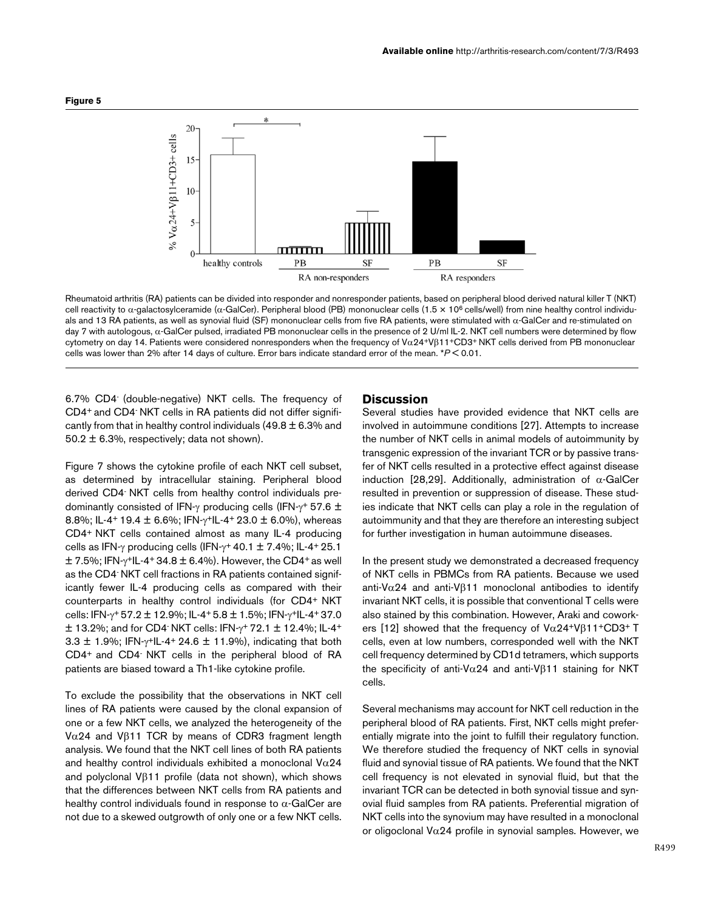**Figure 5**

Rheumatoid arthritis (RA) patients can be divided into responder and nonresponder patients, based on peripheral blood derived natural killer T (NKT) cell reactivity to α-galactosylceramide (α-GalCer). Peripheral blood (PB) mononuclear cells ($1.5 \times 10^6$ cells/well) from nine healthy control individuals and 13 RA patients, as well as synovial fluid (SF) mononuclear cells from five RA patients, were stimulated with α-GalCer and re-stimulated on day 7 with autologous, α-GalCer pulsed, irradiated PB mononuclear cells in the presence of 2 U/ml IL-2. NKT cell numbers were determined by flow cytometry on day 14. Patients were considered nonresponders when the frequency of $V\alpha24^+V\beta11^+CD3^+$ NKT cells derived from PB mononuclear cells was lower than 2% after 14 days of culture. Error bars indicate standard error of the mean. *$P < 0.01$.

6.7% $CD4^-$ (double-negative) NKT cells. The frequency of $CD4^+$ and $CD4^-$ NKT cells in RA patients did not differ significantly from that in healthy control individuals (49.8 ± 6.3% and 50.2 ± 6.3%, respectively; data not shown).

Figure 7 shows the cytokine profile of each NKT cell subset, as determined by intracellular staining. Peripheral blood derived $CD4^-$ NKT cells from healthy control individuals predominantly consisted of IFN-γ producing cells (IFN-$\gamma^+$ 57.6 ± 8.8%; IL-$4^+$ 19.4 ± 6.6%; IFN-$\gamma^+$IL-$4^+$ 23.0 ± 6.0%), whereas $CD4^+$ NKT cells contained almost as many IL-4 producing cells as IFN-γ producing cells (IFN-$\gamma^+$ 40.1 ± 7.4%; IL-$4^+$ 25.1 ± 7.5%; IFN-$\gamma^+$IL-$4^+$ 34.8 ± 6.4%). However, the $CD4^+$ as well as the $CD4^-$ NKT cell fractions in RA patients contained significantly fewer IL-4 producing cells as compared with their counterparts in healthy control individuals (for $CD4^+$ NKT cells: IFN-$\gamma^+$ 57.2 ± 12.9%; IL-$4^+$ 5.8 ± 1.5%; IFN-$\gamma^+$IL-$4^+$ 37.0 ± 13.2%; and for $CD4^-$ NKT cells: IFN-$\gamma^+$ 72.1 ± 12.4%; IL-$4^+$ 3.3 ± 1.9%; IFN-$\gamma^+$IL-$4^+$ 24.6 ± 11.9%), indicating that both $CD4^+$ and $CD4^-$ NKT cells in the peripheral blood of RA patients are biased toward a Th1-like cytokine profile.

To exclude the possibility that the observations in NKT cell lines of RA patients were caused by the clonal expansion of one or a few NKT cells, we analyzed the heterogeneity of the Vα24 and Vβ11 TCR by means of CDR3 fragment length analysis. We found that the NKT cell lines of both RA patients and healthy control individuals exhibited a monoclonal Vα24 and polyclonal Vβ11 profile (data not shown), which shows that the differences between NKT cells from RA patients and healthy control individuals found in response to α-GalCer are not due to a skewed outgrowth of only one or a few NKT cells.

## Discussion

Several studies have provided evidence that NKT cells are involved in autoimmune conditions [27]. Attempts to increase the number of NKT cells in animal models of autoimmunity by transgenic expression of the invariant TCR or by passive transfer of NKT cells resulted in a protective effect against disease induction [28,29]. Additionally, administration of α-GalCer resulted in prevention or suppression of disease. These studies indicate that NKT cells can play a role in the regulation of autoimmunity and that they are therefore an interesting subject for further investigation in human autoimmune diseases.

In the present study we demonstrated a decreased frequency of NKT cells in PBMCs from RA patients. Because we used anti-Vα24 and anti-Vβ11 monoclonal antibodies to identify invariant NKT cells, it is possible that conventional T cells were also stained by this combination. However, Araki and coworkers [12] showed that the frequency of $V\alpha24^+V\beta11^+CD3^+$ T cells, even at low numbers, corresponded well with the NKT cell frequency determined by CD1d tetramers, which supports the specificity of anti-Vα24 and anti-Vβ11 staining for NKT cells.

Several mechanisms may account for NKT cell reduction in the peripheral blood of RA patients. First, NKT cells might preferentially migrate into the joint to fulfill their regulatory function. We therefore studied the frequency of NKT cells in synovial fluid and synovial tissue of RA patients. We found that the NKT cell frequency is not elevated in synovial fluid, but that the invariant TCR can be detected in both synovial tissue and synovial fluid samples from RA patients. Preferential migration of NKT cells into the synovium may have resulted in a monoclonal or oligoclonal Vα24 profile in synovial samples. However, we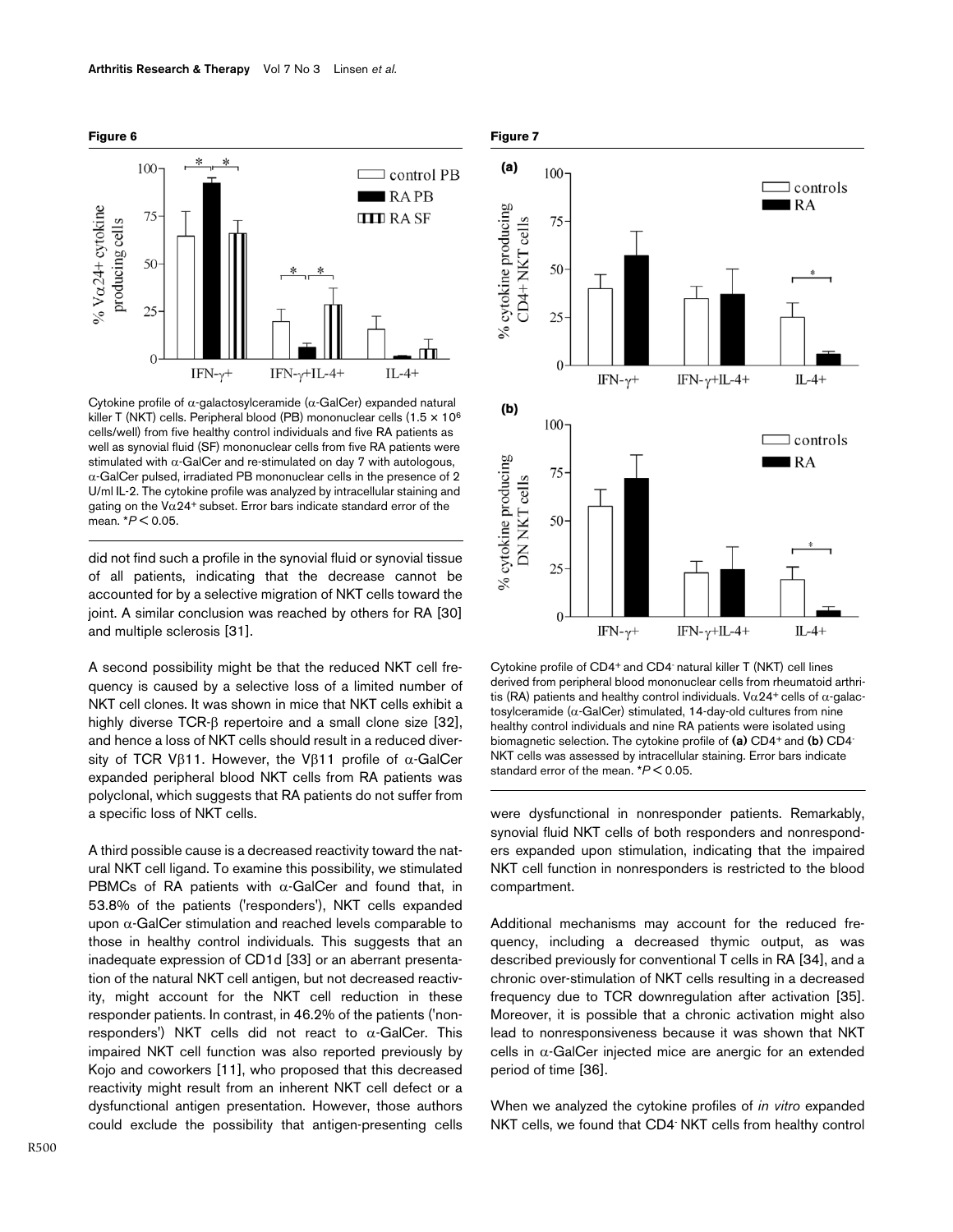**Figure 6**

Cytokine profile of α-galactosylceramide (α-GalCer) expanded natural killer T (NKT) cells. Peripheral blood (PB) mononuclear cells ($1.5 \times 10^6$ cells/well) from five healthy control individuals and five RA patients as well as synovial fluid (SF) mononuclear cells from five RA patients were stimulated with α-GalCer and re-stimulated on day 7 with autologous, α-GalCer pulsed, irradiated PB mononuclear cells in the presence of 2 U/ml IL-2. The cytokine profile was analyzed by intracellular staining and gating on the $V\alpha24^+$ subset. Error bars indicate standard error of the mean. *$P < 0.05$.

did not find such a profile in the synovial fluid or synovial tissue of all patients, indicating that the decrease cannot be accounted for by a selective migration of NKT cells toward the joint. A similar conclusion was reached by others for RA [30] and multiple sclerosis [31].

A second possibility might be that the reduced NKT cell frequency is caused by a selective loss of a limited number of NKT cell clones. It was shown in mice that NKT cells exhibit a highly diverse TCR-β repertoire and a small clone size [32], and hence a loss of NKT cells should result in a reduced diversity of TCR Vβ11. However, the Vβ11 profile of α-GalCer expanded peripheral blood NKT cells from RA patients was polyclonal, which suggests that RA patients do not suffer from a specific loss of NKT cells.

A third possible cause is a decreased reactivity toward the natural NKT cell ligand. To examine this possibility, we stimulated PBMCs of RA patients with α-GalCer and found that, in 53.8% of the patients ('responders'), NKT cells expanded upon α-GalCer stimulation and reached levels comparable to those in healthy control individuals. This suggests that an inadequate expression of CD1d [33] or an aberrant presentation of the natural NKT cell antigen, but not decreased reactivity, might account for the NKT cell reduction in these responder patients. In contrast, in 46.2% of the patients ('nonresponders') NKT cells did not react to α-GalCer. This impaired NKT cell function was also reported previously by Kojo and coworkers [11], who proposed that this decreased reactivity might result from an inherent NKT cell defect or a dysfunctional antigen presentation. However, those authors could exclude the possibility that antigen-presenting cells were dysfunctional in nonresponder patients. Remarkably, synovial fluid NKT cells of both responders and nonresponders expanded upon stimulation, indicating that the impaired NKT cell function in nonresponders is restricted to the blood compartment.

**Figure 7**

Cytokine profile of $CD4^+$ and $CD4^-$ natural killer T (NKT) cell lines derived from peripheral blood mononuclear cells from rheumatoid arthritis (RA) patients and healthy control individuals. $V\alpha24^+$ cells of α-galactosylceramide (α-GalCer) stimulated, 14-day-old cultures from nine healthy control individuals and nine RA patients were isolated using biomagnetic selection. The cytokine profile of **(a)** $CD4^+$ and **(b)** $CD4^-$ NKT cells was assessed by intracellular staining. Error bars indicate standard error of the mean. *$P < 0.05$.

Additional mechanisms may account for the reduced frequency, including a decreased thymic output, as was described previously for conventional T cells in RA [34], and a chronic over-stimulation of NKT cells resulting in a decreased frequency due to TCR downregulation after activation [35]. Moreover, it is possible that a chronic activation might also lead to nonresponsiveness because it was shown that NKT cells in α-GalCer injected mice are anergic for an extended period of time [36].

When we analyzed the cytokine profiles of *in vitro* expanded NKT cells, we found that $CD4^-$ NKT cells from healthy control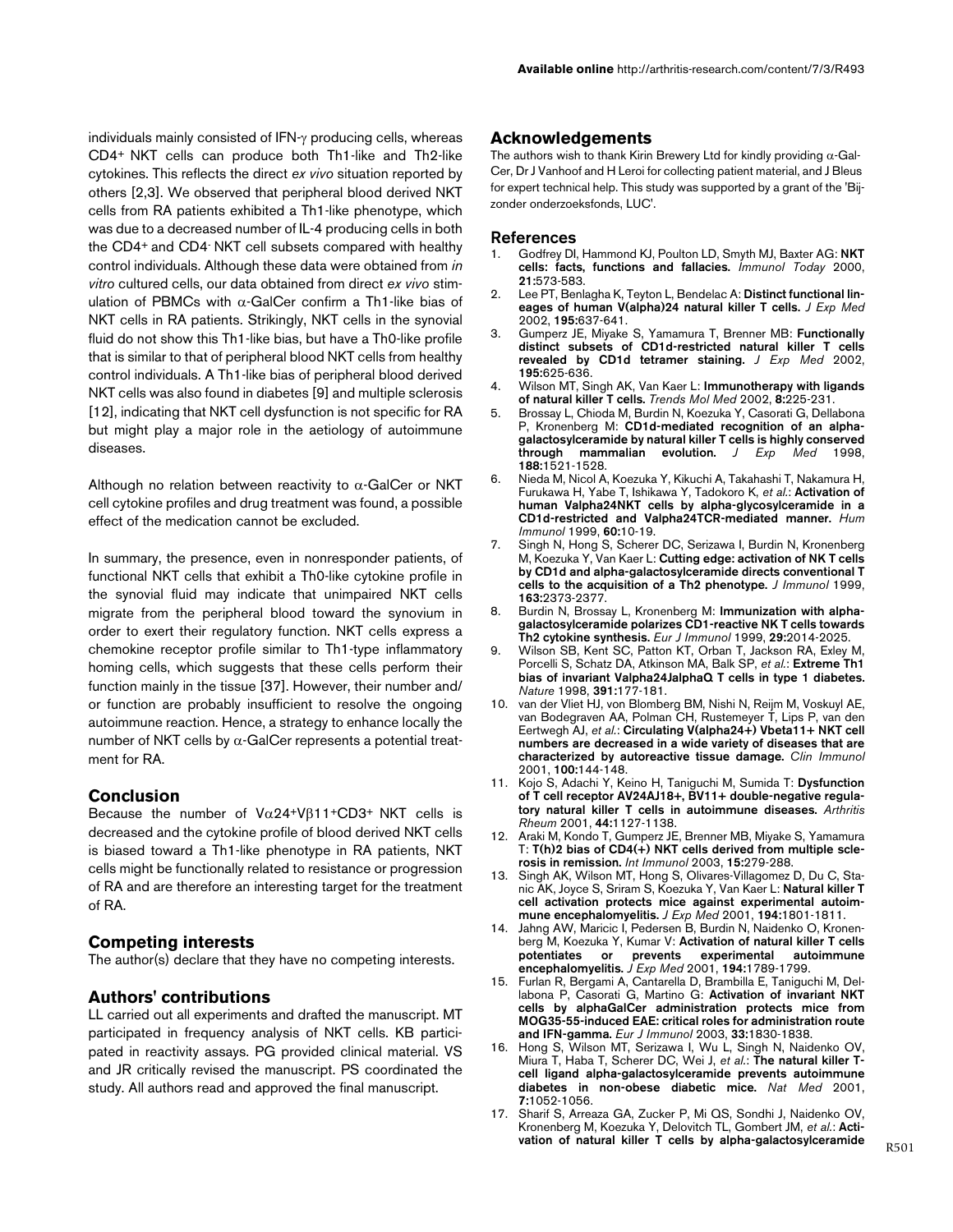individuals mainly consisted of IFN-γ producing cells, whereas CD4+ NKT cells can produce both Th1-like and Th2-like cytokines. This reflects the direct *ex vivo* situation reported by others [2,3]. We observed that peripheral blood derived NKT cells from RA patients exhibited a Th1-like phenotype, which was due to a decreased number of IL-4 producing cells in both the CD4+ and CD4- NKT cell subsets compared with healthy control individuals. Although these data were obtained from *in vitro* cultured cells, our data obtained from direct *ex vivo* stimulation of PBMCs with α-GalCer confirm a Th1-like bias of NKT cells in RA patients. Strikingly, NKT cells in the synovial fluid do not show this Th1-like bias, but have a Th0-like profile that is similar to that of peripheral blood NKT cells from healthy control individuals. A Th1-like bias of peripheral blood derived NKT cells was also found in diabetes [9] and multiple sclerosis [12], indicating that NKT cell dysfunction is not specific for RA but might play a major role in the aetiology of autoimmune diseases.

Although no relation between reactivity to α-GalCer or NKT cell cytokine profiles and drug treatment was found, a possible effect of the medication cannot be excluded.

In summary, the presence, even in nonresponder patients, of functional NKT cells that exhibit a Th0-like cytokine profile in the synovial fluid may indicate that unimpaired NKT cells migrate from the peripheral blood toward the synovium in order to exert their regulatory function. NKT cells express a chemokine receptor profile similar to Th1-type inflammatory homing cells, which suggests that these cells perform their function mainly in the tissue [37]. However, their number and/or function are probably insufficient to resolve the ongoing autoimmune reaction. Hence, a strategy to enhance locally the number of NKT cells by α-GalCer represents a potential treatment for RA.

## Conclusion

Because the number of Vα24+Vβ11+CD3+ NKT cells is decreased and the cytokine profile of blood derived NKT cells is biased toward a Th1-like phenotype in RA patients, NKT cells might be functionally related to resistance or progression of RA and are therefore an interesting target for the treatment of RA.

## Competing interests

The author(s) declare that they have no competing interests.

## Authors' contributions

LL carried out all experiments and drafted the manuscript. MT participated in frequency analysis of NKT cells. KB participated in reactivity assays. PG provided clinical material. VS and JR critically revised the manuscript. PS coordinated the study. All authors read and approved the final manuscript.

## Acknowledgements

The authors wish to thank Kirin Brewery Ltd for kindly providing α-GalCer, Dr J Vanhoof and H Leroi for collecting patient material, and J Bleus for expert technical help. This study was supported by a grant of the 'Bijzonder onderzoeksfonds, LUC'.

## References

1. Godfrey DI, Hammond KJ, Poulton LD, Smyth MJ, Baxter AG: **NKT cells: facts, functions and fallacies.** *Immunol Today* 2000, **21:**573-583.
2. Lee PT, Benlagha K, Teyton L, Bendelac A: **Distinct functional lineages of human V(alpha)24 natural killer T cells.** *J Exp Med* 2002, **195:**637-641.
3. Gumperz JE, Miyake S, Yamamura T, Brenner MB: **Functionally distinct subsets of CD1d-restricted natural killer T cells revealed by CD1d tetramer staining.** *J Exp Med* 2002, **195:**625-636.
4. Wilson MT, Singh AK, Van Kaer L: **Immunotherapy with ligands of natural killer T cells.** *Trends Mol Med* 2002, **8:**225-231.
5. Brossay L, Chioda M, Burdin N, Koezuka Y, Casorati G, Dellabona P, Kronenberg M: **CD1d-mediated recognition of an alpha-galactosylceramide by natural killer T cells is highly conserved through mammalian evolution.** *J Exp Med* 1998, **188:**1521-1528.
6. Nieda M, Nicol A, Koezuka Y, Kikuchi A, Takahashi T, Nakamura H, Furukawa H, Yabe T, Ishikawa Y, Tadokoro K, *et al.*: **Activation of human Valpha24NKT cells by alpha-glycosylceramide in a CD1d-restricted and Valpha24TCR-mediated manner.** *Hum Immunol* 1999, **60:**10-19.
7. Singh N, Hong S, Scherer DC, Serizawa I, Burdin N, Kronenberg M, Koezuka Y, Van Kaer L: **Cutting edge: activation of NK T cells by CD1d and alpha-galactosylceramide directs conventional T cells to the acquisition of a Th2 phenotype.** *J Immunol* 1999, **163:**2373-2377.
8. Burdin N, Brossay L, Kronenberg M: **Immunization with alpha-galactosylceramide polarizes CD1-reactive NK T cells towards Th2 cytokine synthesis.** *Eur J Immunol* 1999, **29:**2014-2025.
9. Wilson SB, Kent SC, Patton KT, Orban T, Jackson RA, Exley M, Porcelli S, Schatz DA, Atkinson MA, Balk SP, *et al.*: **Extreme Th1 bias of invariant Valpha24JalphaQ T cells in type 1 diabetes.** *Nature* 1998, **391:**177-181.
10. van der Vliet HJ, von Blomberg BM, Nishi N, Reijm M, Voskuyl AE, van Bodegraven AA, Polman CH, Rustemeyer T, Lips P, van den Eertwegh AJ, *et al.*: **Circulating V(alpha24+) Vbeta11+ NKT cell numbers are decreased in a wide variety of diseases that are characterized by autoreactive tissue damage.** *Clin Immunol* 2001, **100:**144-148.
11. Kojo S, Adachi Y, Keino H, Taniguchi M, Sumida T: **Dysfunction of T cell receptor AV24AJ18+, BV11+ double-negative regulatory natural killer T cells in autoimmune diseases.** *Arthritis Rheum* 2001, **44:**1127-1138.
12. Araki M, Kondo T, Gumperz JE, Brenner MB, Miyake S, Yamamura T: **T(h)2 bias of CD4(+) NKT cells derived from multiple sclerosis in remission.** *Int Immunol* 2003, **15:**279-288.
13. Singh AK, Wilson MT, Hong S, Olivares-Villagomez D, Du C, Stanic AK, Joyce S, Sriram S, Koezuka Y, Van Kaer L: **Natural killer T cell activation protects mice against experimental autoimmune encephalomyelitis.** *J Exp Med* 2001, **194:**1801-1811.
14. Jahng AW, Maricic I, Pedersen B, Burdin N, Naidenko O, Kronenberg M, Koezuka Y, Kumar V: **Activation of natural killer T cells potentiates or prevents experimental autoimmune encephalomyelitis.** *J Exp Med* 2001, **194:**1789-1799.
15. Furlan R, Bergami A, Cantarella D, Brambilla E, Taniguchi M, Dellabona P, Casorati G, Martino G: **Activation of invariant NKT cells by alphaGalCer administration protects mice from MOG35-55-induced EAE: critical roles for administration route and IFN-gamma.** *Eur J Immunol* 2003, **33:**1830-1838.
16. Hong S, Wilson MT, Serizawa I, Wu L, Singh N, Naidenko OV, Miura T, Haba T, Scherer DC, Wei J, *et al.*: **The natural killer T-cell ligand alpha-galactosylceramide prevents autoimmune diabetes in non-obese diabetic mice.** *Nat Med* 2001, **7:**1052-1056.
17. Sharif S, Arreaza GA, Zucker P, Mi QS, Sondhi J, Naidenko OV, Kronenberg M, Koezuka Y, Delovitch TL, Gombert JM, *et al.*: **Activation of natural killer T cells by alpha-galactosylceramide**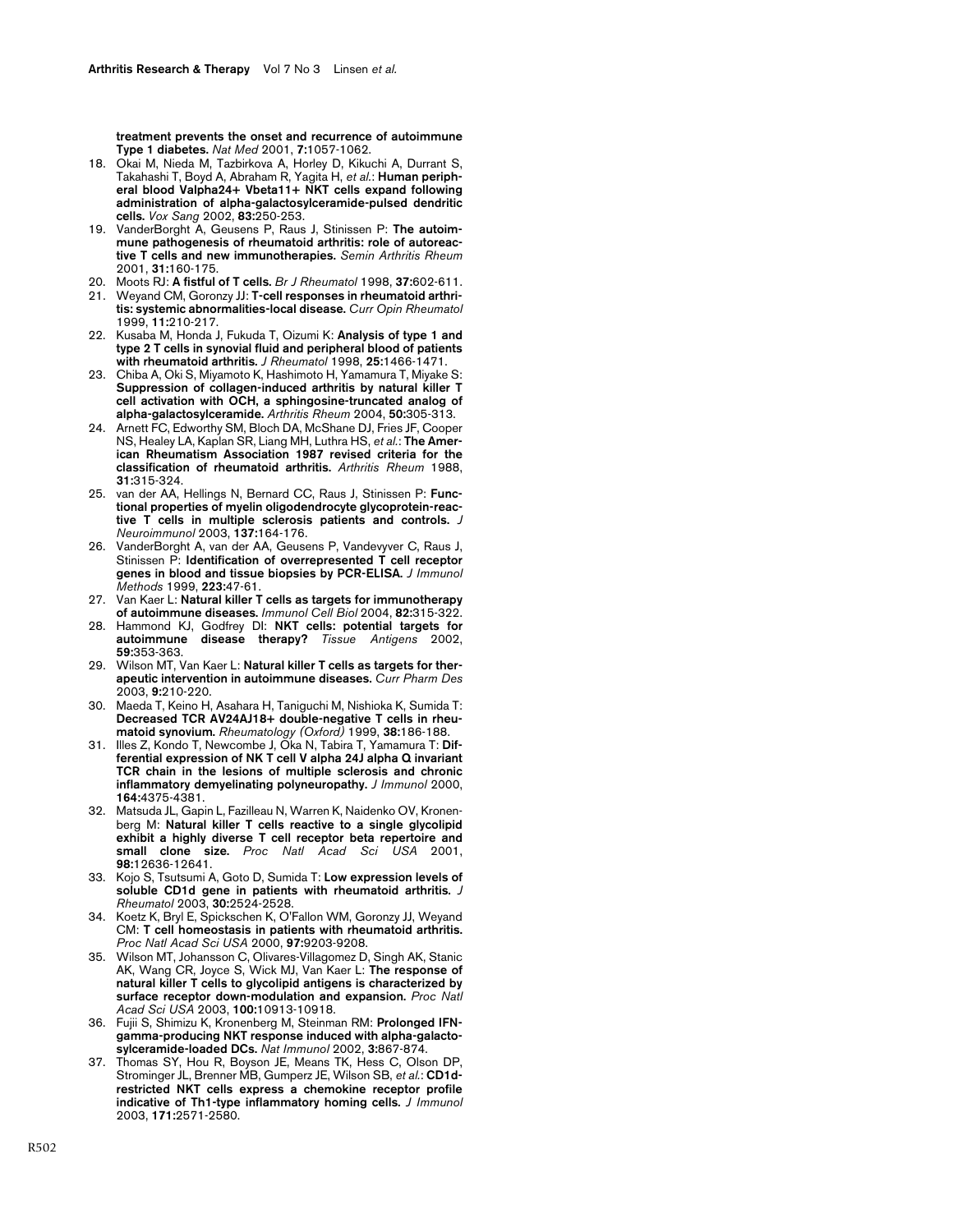**treatment prevents the onset and recurrence of autoimmune Type 1 diabetes.** *Nat Med* 2001, **7:**1057-1062.

18. Okai M, Nieda M, Tazbirkova A, Horley D, Kikuchi A, Durrant S, Takahashi T, Boyd A, Abraham R, Yagita H, *et al.*: **Human peripheral blood Valpha24+ Vbeta11+ NKT cells expand following administration of alpha-galactosylceramide-pulsed dendritic cells.** *Vox Sang* 2002, **83:**250-253.
19. VanderBorght A, Geusens P, Raus J, Stinissen P: **The autoimmune pathogenesis of rheumatoid arthritis: role of autoreactive T cells and new immunotherapies.** *Semin Arthritis Rheum* 2001, **31:**160-175.
20. Moots RJ: **A fistful of T cells.** *Br J Rheumatol* 1998, **37:**602-611.
21. Weyand CM, Goronzy JJ: **T-cell responses in rheumatoid arthritis: systemic abnormalities-local disease.** *Curr Opin Rheumatol* 1999, **11:**210-217.
22. Kusaba M, Honda J, Fukuda T, Oizumi K: **Analysis of type 1 and type 2 T cells in synovial fluid and peripheral blood of patients with rheumatoid arthritis.** *J Rheumatol* 1998, **25:**1466-1471.
23. Chiba A, Oki S, Miyamoto K, Hashimoto H, Yamamura T, Miyake S: **Suppression of collagen-induced arthritis by natural killer T cell activation with OCH, a sphingosine-truncated analog of alpha-galactosylceramide.** *Arthritis Rheum* 2004, **50:**305-313.
24. Arnett FC, Edworthy SM, Bloch DA, McShane DJ, Fries JF, Cooper NS, Healey LA, Kaplan SR, Liang MH, Luthra HS, *et al.*: **The American Rheumatism Association 1987 revised criteria for the classification of rheumatoid arthritis.** *Arthritis Rheum* 1988, **31:**315-324.
25. van der AA, Hellings N, Bernard CC, Raus J, Stinissen P: **Functional properties of myelin oligodendrocyte glycoprotein-reactive T cells in multiple sclerosis patients and controls.** *J Neuroimmunol* 2003, **137:**164-176.
26. VanderBorght A, van der AA, Geusens P, Vandevyver C, Raus J, Stinissen P: **Identification of overrepresented T cell receptor genes in blood and tissue biopsies by PCR-ELISA.** *J Immunol Methods* 1999, **223:**47-61.
27. Van Kaer L: **Natural killer T cells as targets for immunotherapy of autoimmune diseases.** *Immunol Cell Biol* 2004, **82:**315-322.
28. Hammond KJ, Godfrey DI: **NKT cells: potential targets for autoimmune disease therapy?** *Tissue Antigens* 2002, **59:**353-363.
29. Wilson MT, Van Kaer L: **Natural killer T cells as targets for therapeutic intervention in autoimmune diseases.** *Curr Pharm Des* 2003, **9:**210-220.
30. Maeda T, Keino H, Asahara H, Taniguchi M, Nishioka K, Sumida T: **Decreased TCR AV24AJ18+ double-negative T cells in rheumatoid synovium.** *Rheumatology (Oxford)* 1999, **38:**186-188.
31. Illes Z, Kondo T, Newcombe J, Oka N, Tabira T, Yamamura T: **Differential expression of NK T cell V alpha 24J alpha Q invariant TCR chain in the lesions of multiple sclerosis and chronic inflammatory demyelinating polyneuropathy.** *J Immunol* 2000, **164:**4375-4381.
32. Matsuda JL, Gapin L, Fazilleau N, Warren K, Naidenko OV, Kronenberg M: **Natural killer T cells reactive to a single glycolipid exhibit a highly diverse T cell receptor beta repertoire and small clone size.** *Proc Natl Acad Sci USA* 2001, **98:**12636-12641.
33. Kojo S, Tsutsumi A, Goto D, Sumida T: **Low expression levels of soluble CD1d gene in patients with rheumatoid arthritis.** *J Rheumatol* 2003, **30:**2524-2528.
34. Koetz K, Bryl E, Spickschen K, O'Fallon WM, Goronzy JJ, Weyand CM: **T cell homeostasis in patients with rheumatoid arthritis.** *Proc Natl Acad Sci USA* 2000, **97:**9203-9208.
35. Wilson MT, Johansson C, Olivares-Villagomez D, Singh AK, Stanic AK, Wang CR, Joyce S, Wick MJ, Van Kaer L: **The response of natural killer T cells to glycolipid antigens is characterized by surface receptor down-modulation and expansion.** *Proc Natl Acad Sci USA* 2003, **100:**10913-10918.
36. Fujii S, Shimizu K, Kronenberg M, Steinman RM: **Prolonged IFN-gamma-producing NKT response induced with alpha-galactosylceramide-loaded DCs.** *Nat Immunol* 2002, **3:**867-874.
37. Thomas SY, Hou R, Boyson JE, Means TK, Hess C, Olson DP, Strominger JL, Brenner MB, Gumperz JE, Wilson SB, *et al.*: **CD1d-restricted NKT cells express a chemokine receptor profile indicative of Th1-type inflammatory homing cells.** *J Immunol* 2003, **171:**2571-2580.